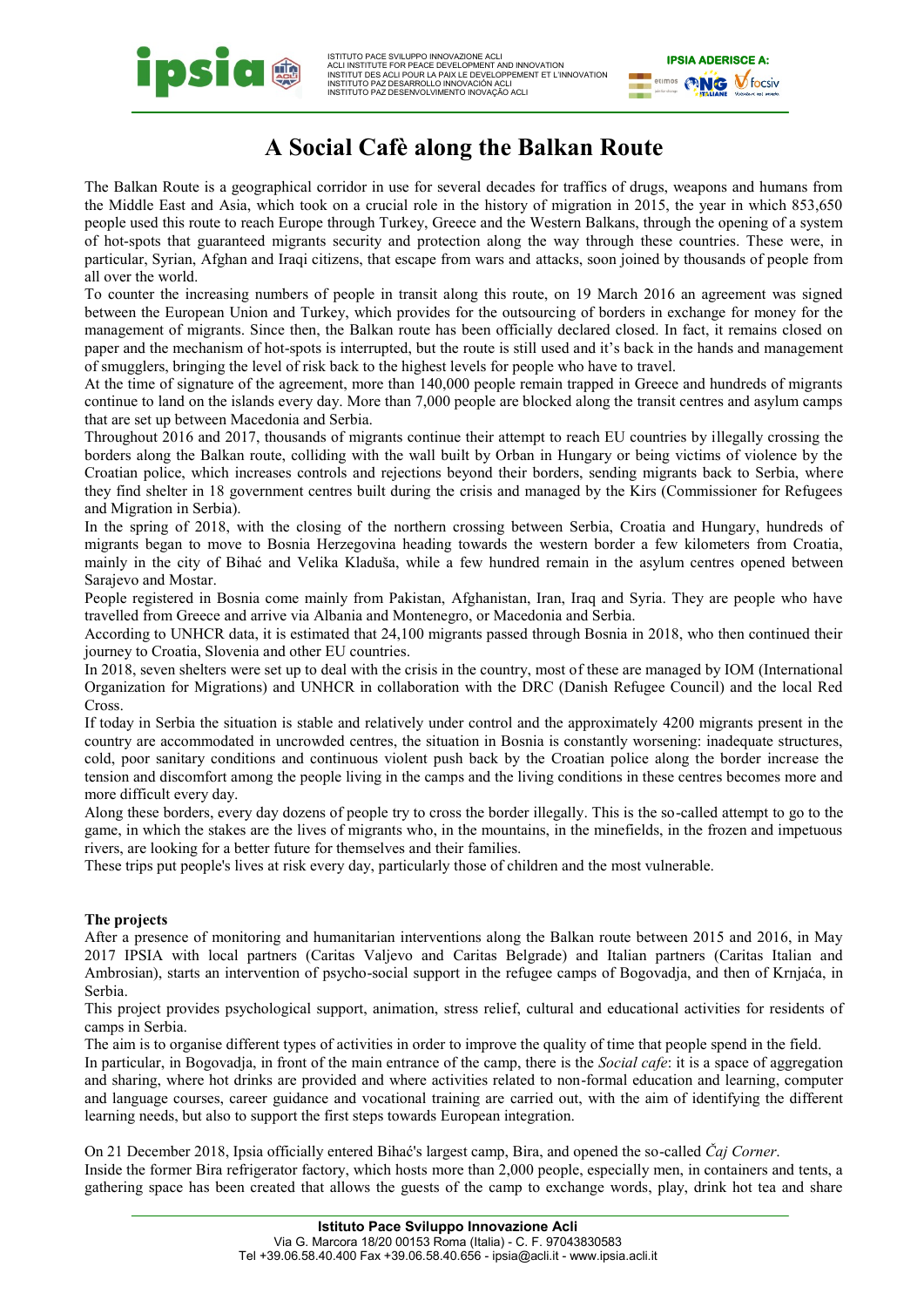# A Social Cafè along the Balkan Route

The Balkan Route is a geographical corridor in use for several decades for traffics of drugs, weapons and humans from the Middle East and Asia, which took on a crucial role in the history of migration in 2015, the year in which 853,650 people used this route to reach Europe through Turkey, Greece and the Western Balkans, through the opening of a system of hot-spots that guaranteed migrants security and protection along the way through these countries. These were, in particular, Syrian, Afghan and Iraqi citizens, that escape from wars and attacks, soon joined by thousands of people from all over the world.

To counter the increasing numbers of people in transit along this route, on 19 March 2016 an agreement was signed between the European Union and Turkey, which provides for the outsourcing of borders in exchange for money for the management of migrants. Since then, the Balkan route has been officially declared closed. In fact, it remains closed on paper and the mechanism of hot-spots is interrupted, but the route is still used and it's back in the hands and management of smugglers, bringing the level of risk back to the highest levels for people who have to travel.

At the time of signature of the agreement, more than 140,000 people remain trapped in Greece and hundreds of migrants continue to land on the islands every day. More than 7,000 people are blocked along the transit centres and asylum camps that are set up between Macedonia and Serbia.

Throughout 2016 and 2017, thousands of migrants continue their attempt to reach EU countries by illegally crossing the borders along the Balkan route, colliding with the wall built by Orban in Hungary or being victims of violence by the Croatian police, which increases controls and rejections beyond their borders, sending migrants back to Serbia, where they find shelter in 18 government centres built during the crisis and managed by the Kirs (Commissioner for Refugees and Migration in Serbia).

In the spring of 2018, with the closing of the northern crossing between Serbia, Croatia and Hungary, hundreds of migrants began to move to Bosnia Herzegovina heading towards the western border a few kilometers from Croatia, mainly in the city of Bihać and Velika Kladuša, while a few hundred remain in the asylum centres opened between Sarajevo and Mostar.

People registered in Bosnia come mainly from Pakistan, Afghanistan, Iran, Iraq and Syria. They are people who have travelled from Greece and arrive via Albania and Montenegro, or Macedonia and Serbia.

According to UNHCR data, it is estimated that 24,100 migrants passed through Bosnia in 2018, who then continued their journey to Croatia, Slovenia and other EU countries.

In 2018, seven shelters were set up to deal with the crisis in the country, most of these are managed by IOM (International Organization for Migrations) and UNHCR in collaboration with the DRC (Danish Refugee Council) and the local Red Cross.

If today in Serbia the situation is stable and relatively under control and the approximately 4200 migrants present in the country are accommodated in uncrowded centres, the situation in Bosnia is constantly worsening: inadequate structures, cold, poor sanitary conditions and continuous violent push back by the Croatian police along the border increase the tension and discomfort among the people living in the camps and the living conditions in these centres becomes more and more difficult every day.

Along these borders, every day dozens of people try to cross the border illegally. This is the so-called attempt to go to the game, in which the stakes are the lives of migrants who, in the mountains, in the minefields, in the frozen and impetuous rivers, are looking for a better future for themselves and their families.

These trips put people's lives at risk every day, particularly those of children and the most vulnerable.

**The projects**

After a presence of monitoring and humanitarian interventions along the Balkan route between 2015 and 2016, in May 2017 IPSIA with local partners (Caritas Valjevo and Caritas Belgrade) and Italian partners (Caritas Italian and Ambrosian), starts an intervention of psycho-social support in the refugee camps of Bogovadja, and then of Krnjaća, in Serbia.

This project provides psychological support, animation, stress relief, cultural and educational activities for residents of camps in Serbia.

The aim is to organise different types of activities in order to improve the quality of time that people spend in the field.

In particular, in Bogovadja, in front of the main entrance of the camp, there is the *Social cafe*: it is a space of aggregation and sharing, where hot drinks are provided and where activities related to non-formal education and learning, computer and language courses, career guidance and vocational training are carried out, with the aim of identifying the different learning needs, but also to support the first steps towards European integration.

On 21 December 2018, Ipsia officially entered Bihać's largest camp, Bira, and opened the so-called *Čaj Corner*.

Inside the former Bira refrigerator factory, which hosts more than 2,000 people, especially men, in containers and tents, a gathering space has been created that allows the guests of the camp to exchange words, play, drink hot tea and share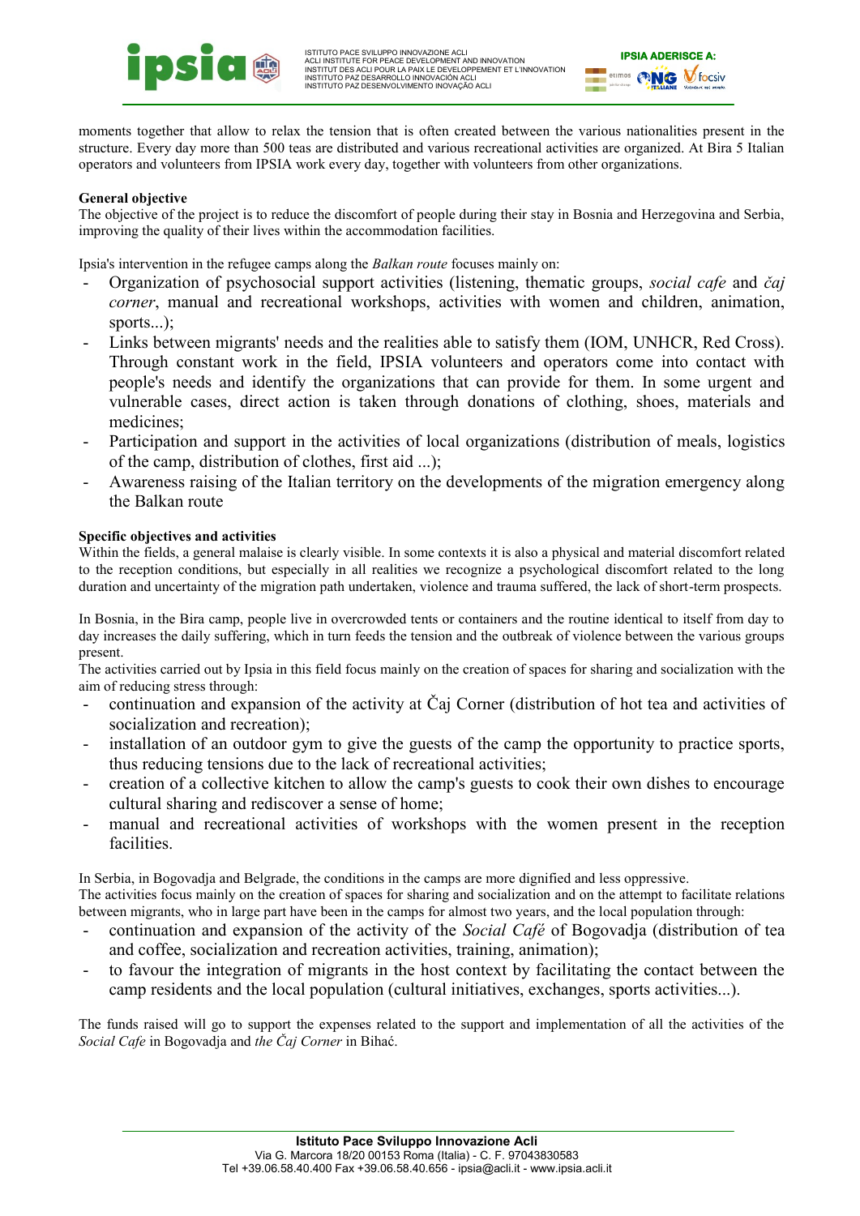moments together that allow to relax the tension that is often created between the various nationalities present in the structure. Every day more than 500 teas are distributed and various recreational activities are organized. At Bira 5 Italian operators and volunteers from IPSIA work every day, together with volunteers from other organizations.

**General objective**

The objective of the project is to reduce the discomfort of people during their stay in Bosnia and Herzegovina and Serbia, improving the quality of their lives within the accommodation facilities.

Ipsia's intervention in the refugee camps along the *Balkan route* focuses mainly on:

- Organization of psychosocial support activities (listening, thematic groups, *social cafe* and *čaj corner*, manual and recreational workshops, activities with women and children, animation, sports...);
- Links between migrants' needs and the realities able to satisfy them (IOM, UNHCR, Red Cross). Through constant work in the field, IPSIA volunteers and operators come into contact with people's needs and identify the organizations that can provide for them. In some urgent and vulnerable cases, direct action is taken through donations of clothing, shoes, materials and medicines;
- Participation and support in the activities of local organizations (distribution of meals, logistics of the camp, distribution of clothes, first aid ...);
- Awareness raising of the Italian territory on the developments of the migration emergency along the Balkan route

**Specific objectives and activities**

Within the fields, a general malaise is clearly visible. In some contexts it is also a physical and material discomfort related to the reception conditions, but especially in all realities we recognize a psychological discomfort related to the long duration and uncertainty of the migration path undertaken, violence and trauma suffered, the lack of short-term prospects.

In Bosnia, in the Bira camp, people live in overcrowded tents or containers and the routine identical to itself from day to day increases the daily suffering, which in turn feeds the tension and the outbreak of violence between the various groups present.

The activities carried out by Ipsia in this field focus mainly on the creation of spaces for sharing and socialization with the aim of reducing stress through:

- continuation and expansion of the activity at Čaj Corner (distribution of hot tea and activities of socialization and recreation);
- installation of an outdoor gym to give the guests of the camp the opportunity to practice sports, thus reducing tensions due to the lack of recreational activities;
- creation of a collective kitchen to allow the camp's guests to cook their own dishes to encourage cultural sharing and rediscover a sense of home;
- manual and recreational activities of workshops with the women present in the reception facilities.

In Serbia, in Bogovadja and Belgrade, the conditions in the camps are more dignified and less oppressive.

The activities focus mainly on the creation of spaces for sharing and socialization and on the attempt to facilitate relations between migrants, who in large part have been in the camps for almost two years, and the local population through:

- continuation and expansion of the activity of the *Social Café* of Bogovadja (distribution of tea and coffee, socialization and recreation activities, training, animation);
- to favour the integration of migrants in the host context by facilitating the contact between the camp residents and the local population (cultural initiatives, exchanges, sports activities...).

The funds raised will go to support the expenses related to the support and implementation of all the activities of the *Social Cafe* in Bogovadja and *the Čaj Corner* in Bihać.